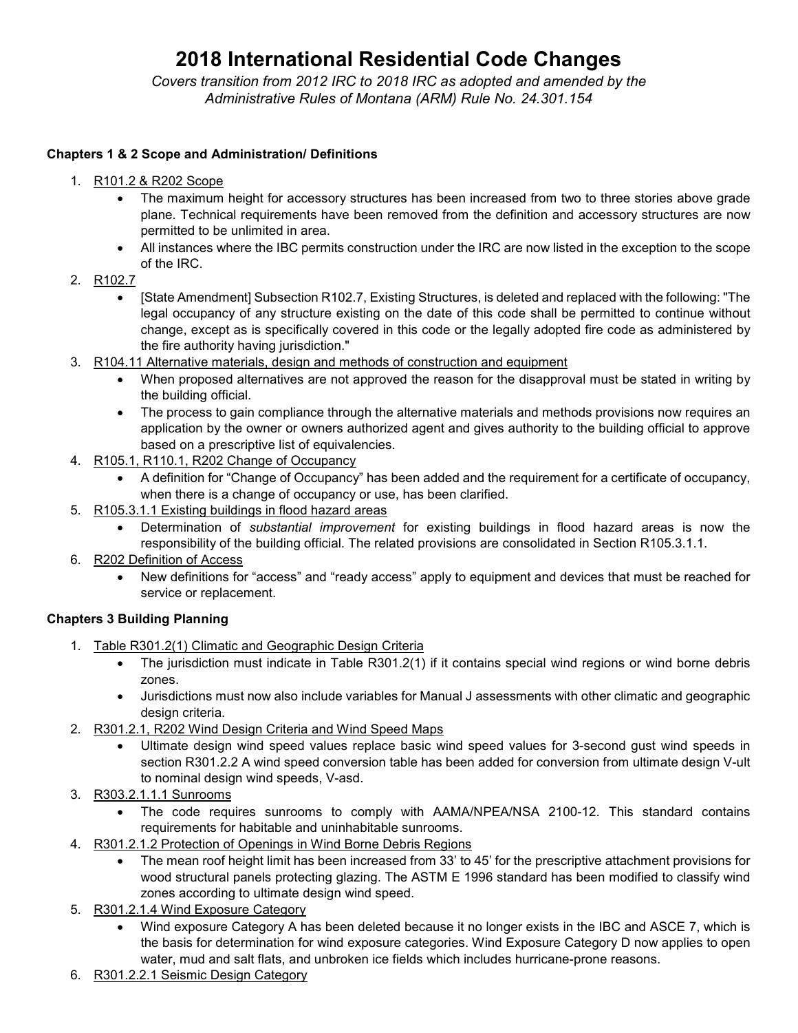# 2018 International Residential Code Changes

*Covers transition from 2012 IRC to 2018 IRC as adopted and amended by the Administrative Rules of Montana (ARM) Rule No. 24.301.154*

### Chapters 1 & 2 Scope and Administration/ Definitions

1. R101.2 & R202 Scope
   - The maximum height for accessory structures has been increased from two to three stories above grade plane. Technical requirements have been removed from the definition and accessory structures are now permitted to be unlimited in area.
   - All instances where the IBC permits construction under the IRC are now listed in the exception to the scope of the IRC.
2. R102.7
   - [State Amendment] Subsection R102.7, Existing Structures, is deleted and replaced with the following: "The legal occupancy of any structure existing on the date of this code shall be permitted to continue without change, except as is specifically covered in this code or the legally adopted fire code as administered by the fire authority having jurisdiction."
3. R104.11 Alternative materials, design and methods of construction and equipment
   - When proposed alternatives are not approved the reason for the disapproval must be stated in writing by the building official.
   - The process to gain compliance through the alternative materials and methods provisions now requires an application by the owner or owners authorized agent and gives authority to the building official to approve based on a prescriptive list of equivalencies.
4. R105.1, R110.1, R202 Change of Occupancy
   - A definition for "Change of Occupancy" has been added and the requirement for a certificate of occupancy, when there is a change of occupancy or use, has been clarified.
5. R105.3.1.1 Existing buildings in flood hazard areas
   - Determination of *substantial improvement* for existing buildings in flood hazard areas is now the responsibility of the building official. The related provisions are consolidated in Section R105.3.1.1.
6. R202 Definition of Access
   - New definitions for "access" and "ready access" apply to equipment and devices that must be reached for service or replacement.

### Chapters 3 Building Planning

1. Table R301.2(1) Climatic and Geographic Design Criteria
   - The jurisdiction must indicate in Table R301.2(1) if it contains special wind regions or wind borne debris zones.
   - Jurisdictions must now also include variables for Manual J assessments with other climatic and geographic design criteria.
2. R301.2.1, R202 Wind Design Criteria and Wind Speed Maps
   - Ultimate design wind speed values replace basic wind speed values for 3-second gust wind speeds in section R301.2.2 A wind speed conversion table has been added for conversion from ultimate design V-ult to nominal design wind speeds, V-asd.
3. R303.2.1.1.1 Sunrooms
   - The code requires sunrooms to comply with AAMA/NPEA/NSA 2100-12. This standard contains requirements for habitable and uninhabitable sunrooms.
4. R301.2.1.2 Protection of Openings in Wind Borne Debris Regions
   - The mean roof height limit has been increased from 33' to 45' for the prescriptive attachment provisions for wood structural panels protecting glazing. The ASTM E 1996 standard has been modified to classify wind zones according to ultimate design wind speed.
5. R301.2.1.4 Wind Exposure Category
   - Wind exposure Category A has been deleted because it no longer exists in the IBC and ASCE 7, which is the basis for determination for wind exposure categories. Wind Exposure Category D now applies to open water, mud and salt flats, and unbroken ice fields which includes hurricane-prone reasons.
6. R301.2.2.1 Seismic Design Category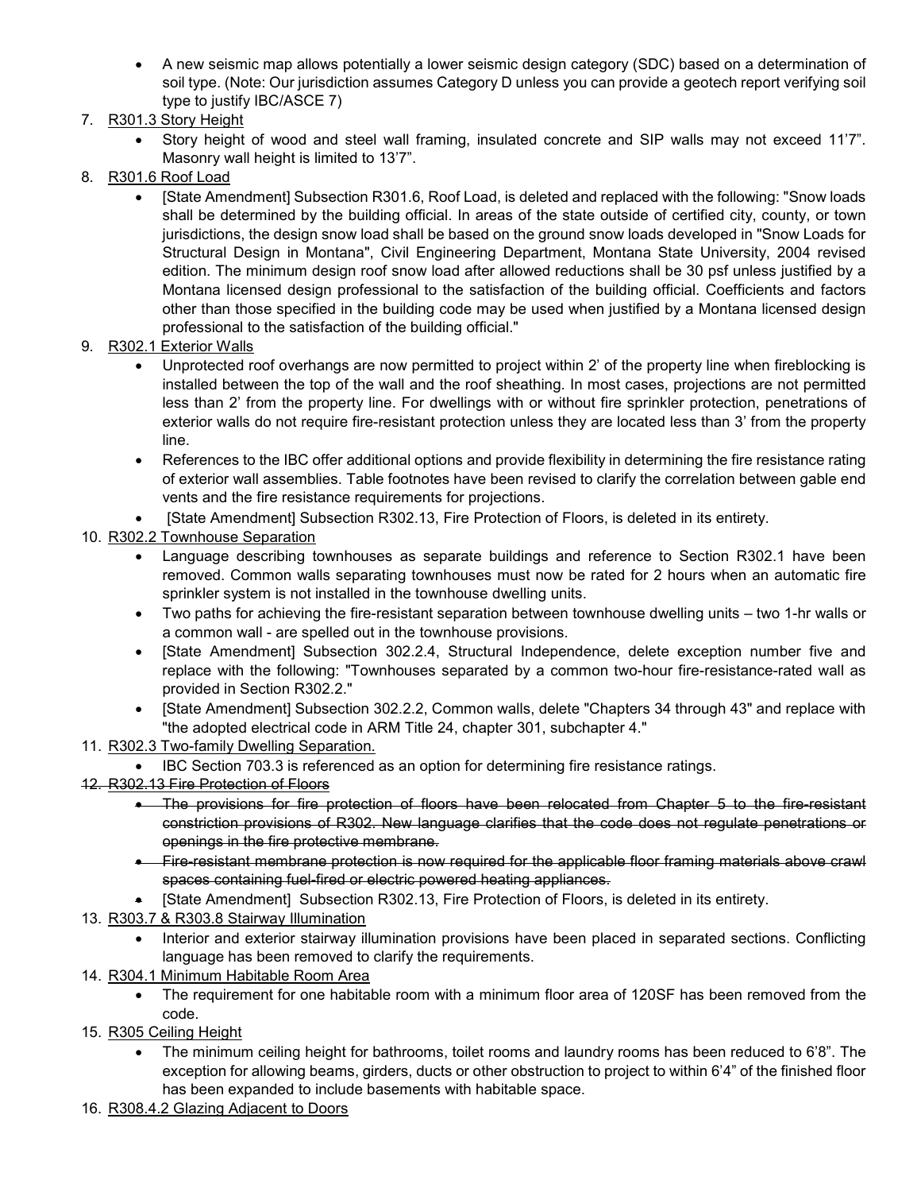- A new seismic map allows potentially a lower seismic design category (SDC) based on a determination of soil type. (Note: Our jurisdiction assumes Category D unless you can provide a geotech report verifying soil type to justify IBC/ASCE 7)

7. R301.3 Story Height
   - Story height of wood and steel wall framing, insulated concrete and SIP walls may not exceed 11'7". Masonry wall height is limited to 13'7".
8. R301.6 Roof Load
   - [State Amendment] Subsection R301.6, Roof Load, is deleted and replaced with the following: "Snow loads shall be determined by the building official. In areas of the state outside of certified city, county, or town jurisdictions, the design snow load shall be based on the ground snow loads developed in "Snow Loads for Structural Design in Montana", Civil Engineering Department, Montana State University, 2004 revised edition. The minimum design roof snow load after allowed reductions shall be 30 psf unless justified by a Montana licensed design professional to the satisfaction of the building official. Coefficients and factors other than those specified in the building code may be used when justified by a Montana licensed design professional to the satisfaction of the building official."
9. R302.1 Exterior Walls
   - Unprotected roof overhangs are now permitted to project within 2' of the property line when fireblocking is installed between the top of the wall and the roof sheathing. In most cases, projections are not permitted less than 2' from the property line. For dwellings with or without fire sprinkler protection, penetrations of exterior walls do not require fire-resistant protection unless they are located less than 3' from the property line.
   - References to the IBC offer additional options and provide flexibility in determining the fire resistance rating of exterior wall assemblies. Table footnotes have been revised to clarify the correlation between gable end vents and the fire resistance requirements for projections.
   - [State Amendment] Subsection R302.13, Fire Protection of Floors, is deleted in its entirety.
10. R302.2 Townhouse Separation
    - Language describing townhouses as separate buildings and reference to Section R302.1 have been removed. Common walls separating townhouses must now be rated for 2 hours when an automatic fire sprinkler system is not installed in the townhouse dwelling units.
    - Two paths for achieving the fire-resistant separation between townhouse dwelling units – two 1-hr walls or a common wall - are spelled out in the townhouse provisions.
    - [State Amendment] Subsection R302.2.4, Structural Independence, delete exception number five and replace with the following: "Townhouses separated by a common two-hour fire-resistance-rated wall as provided in Section R302.2."
    - [State Amendment] Subsection 302.2.2, Common walls, delete "Chapters 34 through 43" and replace with "the adopted electrical code in ARM Title 24, chapter 301, subchapter 4."
11. R302.3 Two-family Dwelling Separation.
    - IBC Section 703.3 is referenced as an option for determining fire resistance ratings.
12. ~~R302.13 Fire Protection of Floors~~
    - ~~The provisions for fire protection of floors have been relocated from Chapter 5 to the fire-resistant constriction provisions of R302. New language clarifies that the code does not regulate penetrations or openings in the fire protective membrane.~~
    - ~~Fire-resistant membrane protection is now required for the applicable floor framing materials above crawl spaces containing fuel-fired or electric powered heating appliances.~~
    - [State Amendment] Subsection R302.13, Fire Protection of Floors, is deleted in its entirety.
13. R303.7 & R303.8 Stairway Illumination
    - Interior and exterior stairway illumination provisions have been placed in separated sections. Conflicting language has been removed to clarify the requirements.
14. R304.1 Minimum Habitable Room Area
    - The requirement for one habitable room with a minimum floor area of 120SF has been removed from the code.
15. R305 Ceiling Height
    - The minimum ceiling height for bathrooms, toilet rooms and laundry rooms has been reduced to 6'8". The exception for allowing beams, girders, ducts or other obstruction to project to within 6'4" of the finished floor has been expanded to include basements with habitable space.
16. R308.4.2 Glazing Adjacent to Doors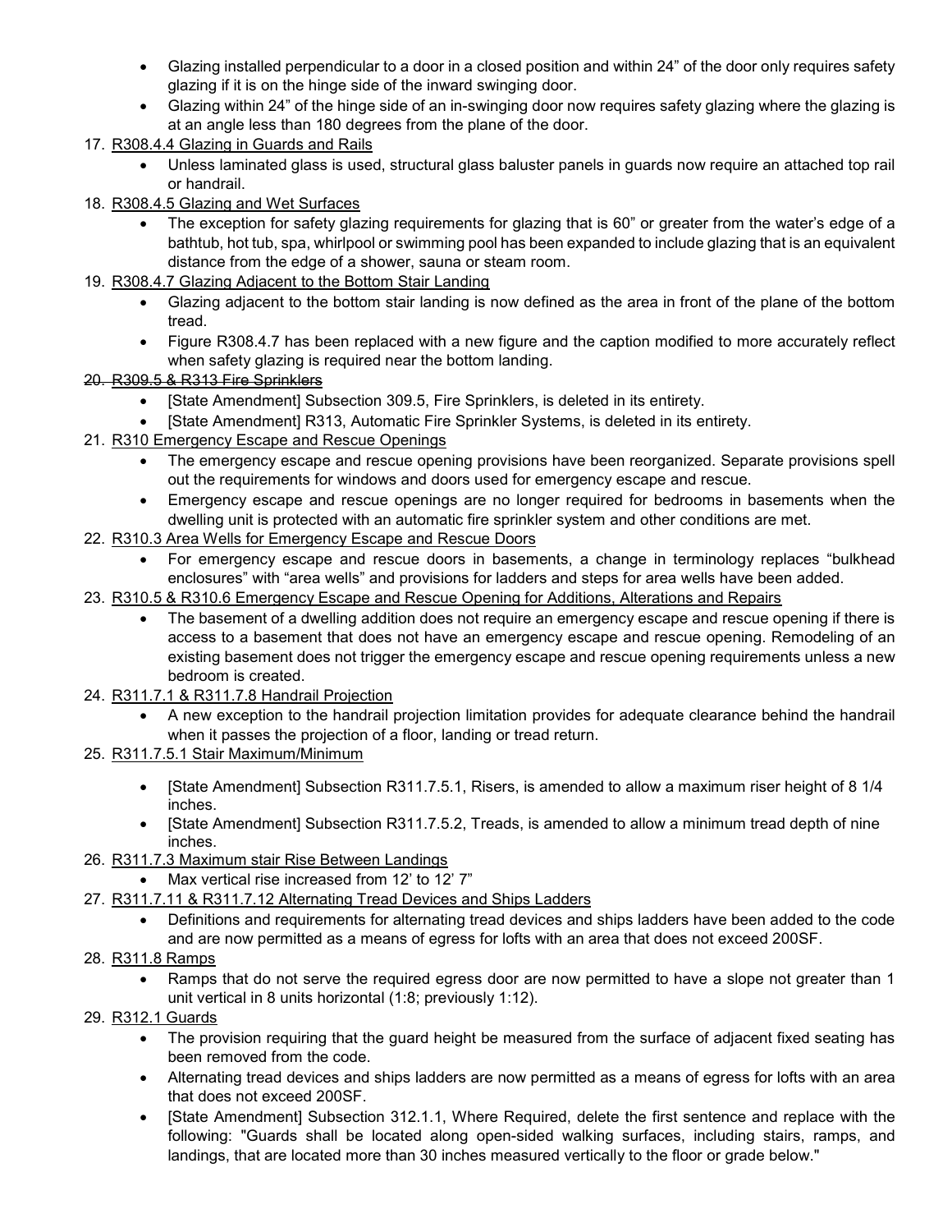- Glazing installed perpendicular to a door in a closed position and within 24" of the door only requires safety glazing if it is on the hinge side of the inward swinging door.
- Glazing within 24" of the hinge side of an in-swinging door now requires safety glazing where the glazing is at an angle less than 180 degrees from the plane of the door.

17. R308.4.4 Glazing in Guards and Rails
    - Unless laminated glass is used, structural glass baluster panels in guards now require an attached top rail or handrail.
18. R308.4.5 Glazing and Wet Surfaces
    - The exception for safety glazing requirements for glazing that is 60" or greater from the water's edge of a bathtub, hot tub, spa, whirlpool or swimming pool has been expanded to include glazing that is an equivalent distance from the edge of a shower, sauna or steam room.
19. R308.4.7 Glazing Adjacent to the Bottom Stair Landing
    - Glazing adjacent to the bottom stair landing is now defined as the area in front of the plane of the bottom tread.
    - Figure R308.4.7 has been replaced with a new figure and the caption modified to more accurately reflect when safety glazing is required near the bottom landing.
20. ~~R309.5 & R313 Fire Sprinklers~~
    - [State Amendment] Subsection 309.5, Fire Sprinklers, is deleted in its entirety.
    - [State Amendment] R313, Automatic Fire Sprinkler Systems, is deleted in its entirety.
21. R310 Emergency Escape and Rescue Openings
    - The emergency escape and rescue opening provisions have been reorganized. Separate provisions spell out the requirements for windows and doors used for emergency escape and rescue.
    - Emergency escape and rescue openings are no longer required for bedrooms in basements when the dwelling unit is protected with an automatic fire sprinkler system and other conditions are met.
22. R310.3 Area Wells for Emergency Escape and Rescue Doors
    - For emergency escape and rescue doors in basements, a change in terminology replaces "bulkhead enclosures" with "area wells" and provisions for ladders and steps for area wells have been added.
23. R310.5 & R310.6 Emergency Escape and Rescue Opening for Additions, Alterations and Repairs
    - The basement of a dwelling addition does not require an emergency escape and rescue opening if there is access to a basement that does not have an emergency escape and rescue opening. Remodeling of an existing basement does not trigger the emergency escape and rescue opening requirements unless a new bedroom is created.
24. R311.7.1 & R311.7.8 Handrail Projection
    - A new exception to the handrail projection limitation provides for adequate clearance behind the handrail when it passes the projection of a floor, landing or tread return.
25. R311.7.5.1 Stair Maximum/Minimum
    - [State Amendment] Subsection R311.7.5.1, Risers, is amended to allow a maximum riser height of 8 1/4 inches.
    - [State Amendment] Subsection R311.7.5.2, Treads, is amended to allow a minimum tread depth of nine inches.
26. R311.7.3 Maximum stair Rise Between Landings
    - Max vertical rise increased from 12' to 12' 7"
27. R311.7.11 & R311.7.12 Alternating Tread Devices and Ships Ladders
    - Definitions and requirements for alternating tread devices and ships ladders have been added to the code and are now permitted as a means of egress for lofts with an area that does not exceed 200SF.
28. R311.8 Ramps
    - Ramps that do not serve the required egress door are now permitted to have a slope not greater than 1 unit vertical in 8 units horizontal (1:8; previously 1:12).
29. R312.1 Guards
    - The provision requiring that the guard height be measured from the surface of adjacent fixed seating has been removed from the code.
    - Alternating tread devices and ships ladders are now permitted as a means of egress for lofts with an area that does not exceed 200SF.
    - [State Amendment] Subsection 312.1.1, Where Required, delete the first sentence and replace with the following: "Guards shall be located along open-sided walking surfaces, including stairs, ramps, and landings, that are located more than 30 inches measured vertically to the floor or grade below."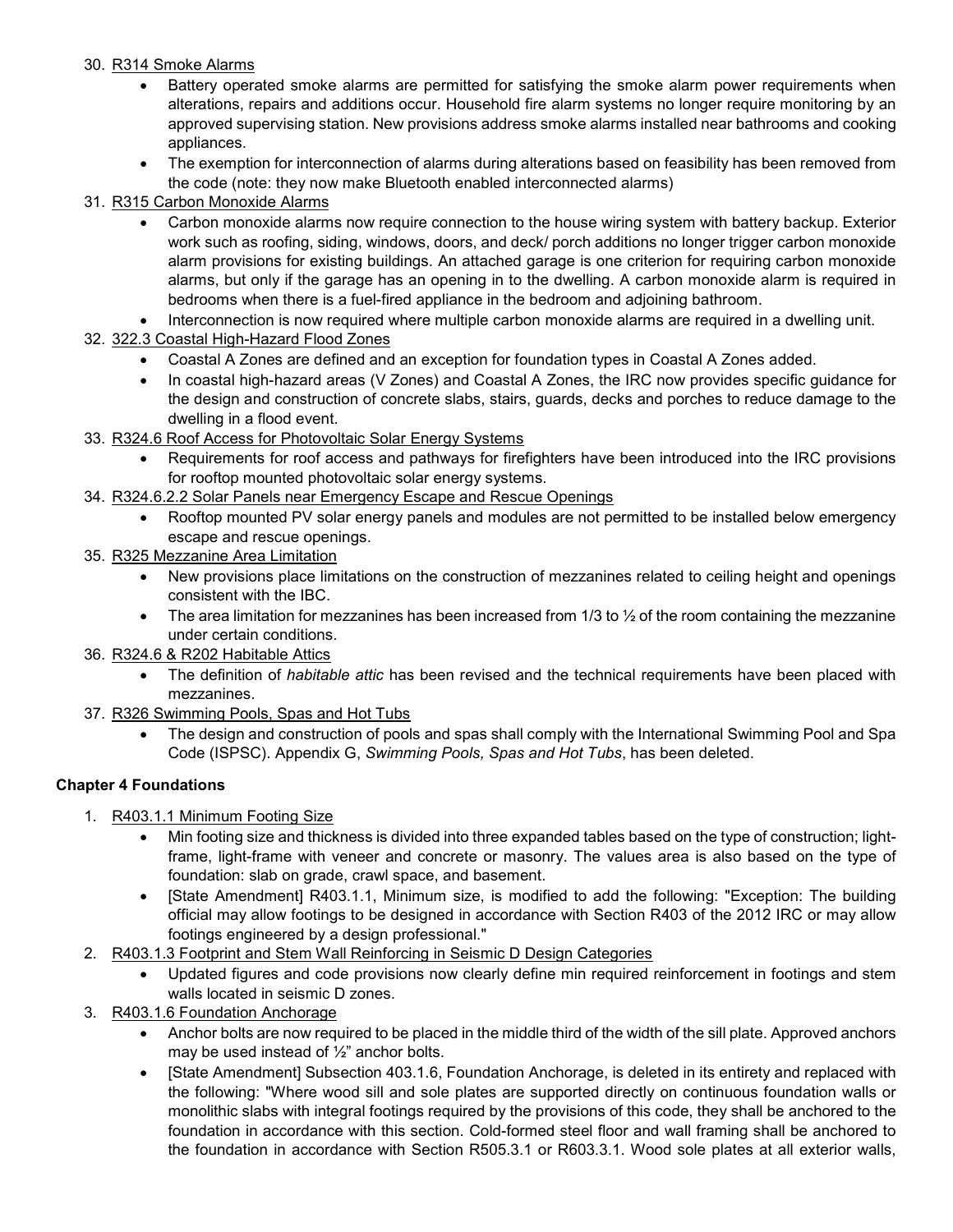30. R314 Smoke Alarms
    - Battery operated smoke alarms are permitted for satisfying the smoke alarm power requirements when alterations, repairs and additions occur. Household fire alarm systems no longer require monitoring by an approved supervising station. New provisions address smoke alarms installed near bathrooms and cooking appliances.
    - The exemption for interconnection of alarms during alterations based on feasibility has been removed from the code (note: they now make Bluetooth enabled interconnected alarms)
31. R315 Carbon Monoxide Alarms
    - Carbon monoxide alarms now require connection to the house wiring system with battery backup. Exterior work such as roofing, siding, windows, doors, and deck/ porch additions no longer trigger carbon monoxide alarm provisions for existing buildings. An attached garage is one criterion for requiring carbon monoxide alarms, but only if the garage has an opening in to the dwelling. A carbon monoxide alarm is required in bedrooms when there is a fuel-fired appliance in the bedroom and adjoining bathroom.
    - Interconnection is now required where multiple carbon monoxide alarms are required in a dwelling unit.
32. 322.3 Coastal High-Hazard Flood Zones
    - Coastal A Zones are defined and an exception for foundation types in Coastal A Zones added.
    - In coastal high-hazard areas (V Zones) and Coastal A Zones, the IRC now provides specific guidance for the design and construction of concrete slabs, stairs, guards, decks and porches to reduce damage to the dwelling in a flood event.
33. R324.6 Roof Access for Photovoltaic Solar Energy Systems
    - Requirements for roof access and pathways for firefighters have been introduced into the IRC provisions for rooftop mounted photovoltaic solar energy systems.
34. R324.6.2.2 Solar Panels near Emergency Escape and Rescue Openings
    - Rooftop mounted PV solar energy panels and modules are not permitted to be installed below emergency escape and rescue openings.
35. R325 Mezzanine Area Limitation
    - New provisions place limitations on the construction of mezzanines related to ceiling height and openings consistent with the IBC.
    - The area limitation for mezzanines has been increased from 1/3 to ½ of the room containing the mezzanine under certain conditions.
36. R324.6 & R202 Habitable Attics
    - The definition of *habitable attic* has been revised and the technical requirements have been placed with mezzanines.
37. R326 Swimming Pools, Spas and Hot Tubs
    - The design and construction of pools and spas shall comply with the International Swimming Pool and Spa Code (ISPSC). Appendix G, *Swimming Pools, Spas and Hot Tubs*, has been deleted.

**Chapter 4 Foundations**

1. R403.1.1 Minimum Footing Size
    - Min footing size and thickness is divided into three expanded tables based on the type of construction; light-frame, light-frame with veneer and concrete or masonry. The values area is also based on the type of foundation: slab on grade, crawl space, and basement.
    - [State Amendment] R403.1.1, Minimum size, is modified to add the following: "Exception: The building official may allow footings to be designed in accordance with Section R403 of the 2012 IRC or may allow footings engineered by a design professional."
2. R403.1.3 Footprint and Stem Wall Reinforcing in Seismic D Design Categories
    - Updated figures and code provisions now clearly define min required reinforcement in footings and stem walls located in seismic D zones.
3. R403.1.6 Foundation Anchorage
    - Anchor bolts are now required to be placed in the middle third of the width of the sill plate. Approved anchors may be used instead of ½" anchor bolts.
    - [State Amendment] Subsection 403.1.6, Foundation Anchorage, is deleted in its entirety and replaced with the following: "Where wood sill and sole plates are supported directly on continuous foundation walls or monolithic slabs with integral footings required by the provisions of this code, they shall be anchored to the foundation in accordance with this section. Cold-formed steel floor and wall framing shall be anchored to the foundation in accordance with Section R505.3.1 or R603.3.1. Wood sole plates at all exterior walls,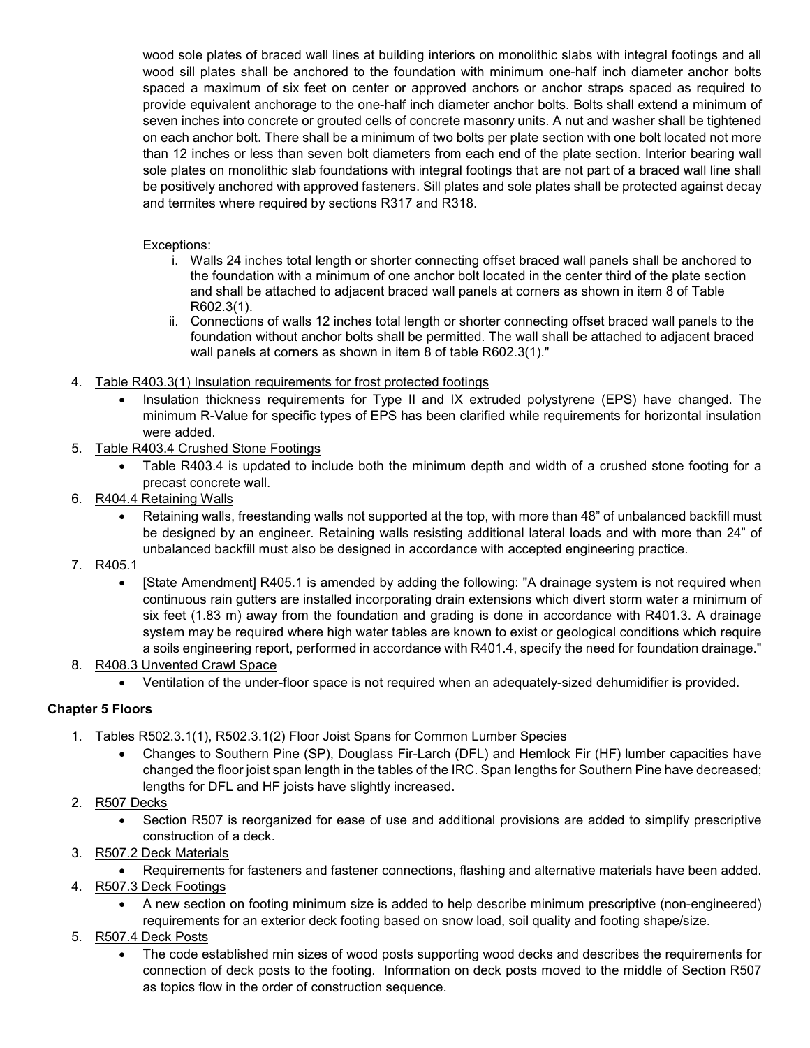wood sole plates of braced wall lines at building interiors on monolithic slabs with integral footings and all wood sill plates shall be anchored to the foundation with minimum one-half inch diameter anchor bolts spaced a maximum of six feet on center or approved anchors or anchor straps spaced as required to provide equivalent anchorage to the one-half inch diameter anchor bolts. Bolts shall extend a minimum of seven inches into concrete or grouted cells of concrete masonry units. A nut and washer shall be tightened on each anchor bolt. There shall be a minimum of two bolts per plate section with one bolt located not more than 12 inches or less than seven bolt diameters from each end of the plate section. Interior bearing wall sole plates on monolithic slab foundations with integral footings that are not part of a braced wall line shall be positively anchored with approved fasteners. Sill plates and sole plates shall be protected against decay and termites where required by sections R317 and R318.

Exceptions:

i. Walls 24 inches total length or shorter connecting offset braced wall panels shall be anchored to the foundation with a minimum of one anchor bolt located in the center third of the plate section and shall be attached to adjacent braced wall panels at corners as shown in item 8 of Table R602.3(1).
ii. Connections of walls 12 inches total length or shorter connecting offset braced wall panels to the foundation without anchor bolts shall be permitted. The wall shall be attached to adjacent braced wall panels at corners as shown in item 8 of table R602.3(1)."

4. Table R403.3(1) Insulation requirements for frost protected footings
   - Insulation thickness requirements for Type II and IX extruded polystyrene (EPS) have changed. The minimum R-Value for specific types of EPS has been clarified while requirements for horizontal insulation were added.
5. Table R403.4 Crushed Stone Footings
   - Table R403.4 is updated to include both the minimum depth and width of a crushed stone footing for a precast concrete wall.
6. R404.4 Retaining Walls
   - Retaining walls, freestanding walls not supported at the top, with more than 48" of unbalanced backfill must be designed by an engineer. Retaining walls resisting additional lateral loads and with more than 24" of unbalanced backfill must also be designed in accordance with accepted engineering practice.
7. R405.1
   - [State Amendment] R405.1 is amended by adding the following: "A drainage system is not required when continuous rain gutters are installed incorporating drain extensions which divert storm water a minimum of six feet (1.83 m) away from the foundation and grading is done in accordance with R401.3. A drainage system may be required where high water tables are known to exist or geological conditions which require a soils engineering report, performed in accordance with R401.4, specify the need for foundation drainage."
8. R408.3 Unvented Crawl Space
   - Ventilation of the under-floor space is not required when an adequately-sized dehumidifier is provided.

**Chapter 5 Floors**

1. Tables R502.3.1(1), R502.3.1(2) Floor Joist Spans for Common Lumber Species
   - Changes to Southern Pine (SP), Douglass Fir-Larch (DFL) and Hemlock Fir (HF) lumber capacities have changed the floor joist span length in the tables of the IRC. Span lengths for Southern Pine have decreased; lengths for DFL and HF joists have slightly increased.
2. R507 Decks
   - Section R507 is reorganized for ease of use and additional provisions are added to simplify prescriptive construction of a deck.
3. R507.2 Deck Materials
   - Requirements for fasteners and fastener connections, flashing and alternative materials have been added.
4. R507.3 Deck Footings
   - A new section on footing minimum size is added to help describe minimum prescriptive (non-engineered) requirements for an exterior deck footing based on snow load, soil quality and footing shape/size.
5. R507.4 Deck Posts
   - The code established min sizes of wood posts supporting wood decks and describes the requirements for connection of deck posts to the footing. Information on deck posts moved to the middle of Section R507 as topics flow in the order of construction sequence.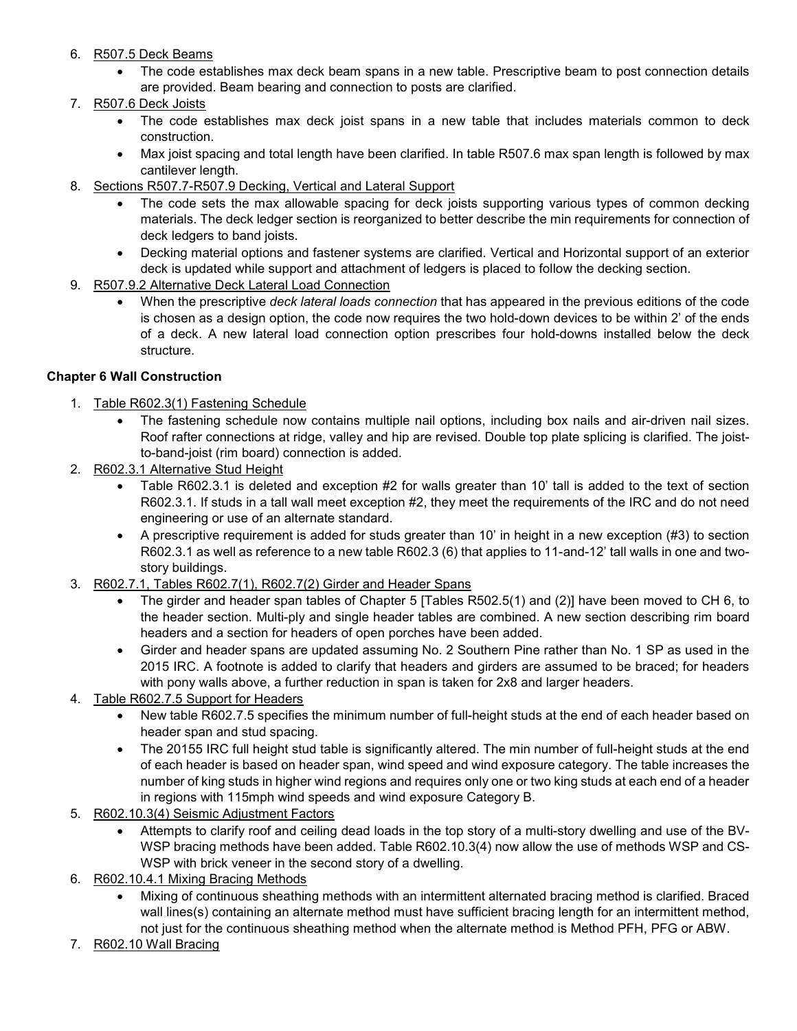6. <u>R507.5 Deck Beams</u>
   - The code establishes max deck beam spans in a new table. Prescriptive beam to post connection details are provided. Beam bearing and connection to posts are clarified.
7. <u>R507.6 Deck Joists</u>
   - The code establishes max deck joist spans in a new table that includes materials common to deck construction.
   - Max joist spacing and total length have been clarified. In table R507.6 max span length is followed by max cantilever length.
8. <u>Sections R507.7-R507.9 Decking, Vertical and Lateral Support</u>
   - The code sets the max allowable spacing for deck joists supporting various types of common decking materials. The deck ledger section is reorganized to better describe the min requirements for connection of deck ledgers to band joists.
   - Decking material options and fastener systems are clarified. Vertical and Horizontal support of an exterior deck is updated while support and attachment of ledgers is placed to follow the decking section.
9. <u>R507.9.2 Alternative Deck Lateral Load Connection</u>
   - When the prescriptive *deck lateral loads connection* that has appeared in the previous editions of the code is chosen as a design option, the code now requires the two hold-down devices to be within 2' of the ends of a deck. A new lateral load connection option prescribes four hold-downs installed below the deck structure.

**Chapter 6 Wall Construction**

1. <u>Table R602.3(1) Fastening Schedule</u>
   - The fastening schedule now contains multiple nail options, including box nails and air-driven nail sizes. Roof rafter connections at ridge, valley and hip are revised. Double top plate splicing is clarified. The joist-to-band-joist (rim board) connection is added.
2. <u>R602.3.1 Alternative Stud Height</u>
   - Table R602.3.1 is deleted and exception #2 for walls greater than 10' tall is added to the text of section R602.3.1. If studs in a tall wall meet exception #2, they meet the requirements of the IRC and do not need engineering or use of an alternate standard.
   - A prescriptive requirement is added for studs greater than 10' in height in a new exception (#3) to section R602.3.1 as well as reference to a new table R602.3 (6) that applies to 11-and-12' tall walls in one and two-story buildings.
3. <u>R602.7.1, Tables R602.7(1), R602.7(2) Girder and Header Spans</u>
   - The girder and header span tables of Chapter 5 [Tables R502.5(1) and (2)] have been moved to CH 6, to the header section. Multi-ply and single header tables are combined. A new section describing rim board headers and a section for headers of open porches have been added.
   - Girder and header spans are updated assuming No. 2 Southern Pine rather than No. 1 SP as used in the 2015 IRC. A footnote is added to clarify that headers and girders are assumed to be braced; for headers with pony walls above, a further reduction in span is taken for 2x8 and larger headers.
4. <u>Table R602.7.5 Support for Headers</u>
   - New table R602.7.5 specifies the minimum number of full-height studs at the end of each header based on header span and stud spacing.
   - The 20155 IRC full height stud table is significantly altered. The min number of full-height studs at the end of each header is based on header span, wind speed and wind exposure category. The table increases the number of king studs in higher wind regions and requires only one or two king studs at each end of a header in regions with 115mph wind speeds and wind exposure Category B.
5. <u>R602.10.3(4) Seismic Adjustment Factors</u>
   - Attempts to clarify roof and ceiling dead loads in the top story of a multi-story dwelling and use of the BV-WSP bracing methods have been added. Table R602.10.3(4) now allow the use of methods WSP and CS-WSP with brick veneer in the second story of a dwelling.
6. <u>R602.10.4.1 Mixing Bracing Methods</u>
   - Mixing of continuous sheathing methods with an intermittent alternated bracing method is clarified. Braced wall lines(s) containing an alternate method must have sufficient bracing length for an intermittent method, not just for the continuous sheathing method when the alternate method is Method PFH, PFG or ABW.
7. <u>R602.10 Wall Bracing</u>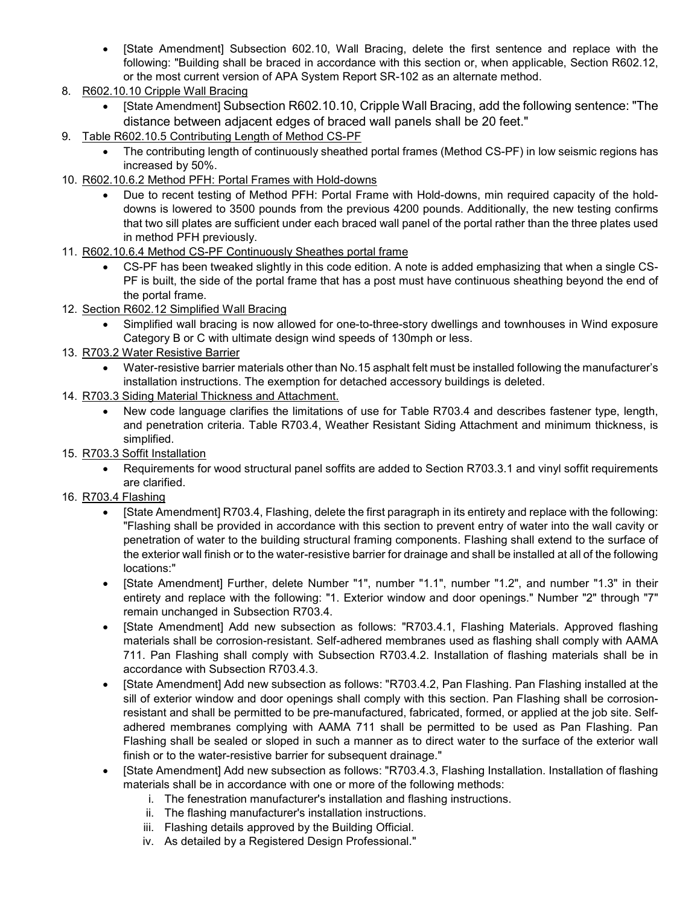- [State Amendment] Subsection 602.10, Wall Bracing, delete the first sentence and replace with the following: "Building shall be braced in accordance with this section or, when applicable, Section R602.12, or the most current version of APA System Report SR-102 as an alternate method.

8. R602.10.10 Cripple Wall Bracing
   - [State Amendment] Subsection R602.10.10, Cripple Wall Bracing, add the following sentence: "The distance between adjacent edges of braced wall panels shall be 20 feet."
9. Table R602.10.5 Contributing Length of Method CS-PF
   - The contributing length of continuously sheathed portal frames (Method CS-PF) in low seismic regions has increased by 50%.
10. R602.10.6.2 Method PFH: Portal Frames with Hold-downs
    - Due to recent testing of Method PFH: Portal Frame with Hold-downs, min required capacity of the hold-downs is lowered to 3500 pounds from the previous 4200 pounds. Additionally, the new testing confirms that two sill plates are sufficient under each braced wall panel of the portal rather than the three plates used in method PFH previously.
11. R602.10.6.4 Method CS-PF Continuously Sheathes portal frame
    - CS-PF has been tweaked slightly in this code edition. A note is added emphasizing that when a single CS-PF is built, the side of the portal frame that has a post must have continuous sheathing beyond the end of the portal frame.
12. Section R602.12 Simplified Wall Bracing
    - Simplified wall bracing is now allowed for one-to-three-story dwellings and townhouses in Wind exposure Category B or C with ultimate design wind speeds of 130mph or less.
13. R703.2 Water Resistive Barrier
    - Water-resistive barrier materials other than No.15 asphalt felt must be installed following the manufacturer's installation instructions. The exemption for detached accessory buildings is deleted.
14. R703.3 Siding Material Thickness and Attachment.
    - New code language clarifies the limitations of use for Table R703.4 and describes fastener type, length, and penetration criteria. Table R703.4, Weather Resistant Siding Attachment and minimum thickness, is simplified.
15. R703.3 Soffit Installation
    - Requirements for wood structural panel soffits are added to Section R703.3.1 and vinyl soffit requirements are clarified.
16. R703.4 Flashing
    - [State Amendment] R703.4, Flashing, delete the first paragraph in its entirety and replace with the following: "Flashing shall be provided in accordance with this section to prevent entry of water into the wall cavity or penetration of water to the building structural framing components. Flashing shall extend to the surface of the exterior wall finish or to the water-resistive barrier for drainage and shall be installed at all of the following locations:"
    - [State Amendment] Further, delete Number "1", number "1.1", number "1.2", and number "1.3" in their entirety and replace with the following: "1. Exterior window and door openings." Number "2" through "7" remain unchanged in Subsection R703.4.
    - [State Amendment] Add new subsection as follows: "R703.4.1, Flashing Materials. Approved flashing materials shall be corrosion-resistant. Self-adhered membranes used as flashing shall comply with AAMA 711. Pan Flashing shall comply with Subsection R703.4.2. Installation of flashing materials shall be in accordance with Subsection R703.4.3.
    - [State Amendment] Add new subsection as follows: "R703.4.2, Pan Flashing. Pan Flashing installed at the sill of exterior window and door openings shall comply with this section. Pan Flashing shall be corrosion-resistant and shall be permitted to be pre-manufactured, fabricated, formed, or applied at the job site. Self-adhered membranes complying with AAMA 711 shall be permitted to be used as Pan Flashing. Pan Flashing shall be sealed or sloped in such a manner as to direct water to the surface of the exterior wall finish or to the water-resistive barrier for subsequent drainage."
    - [State Amendment] Add new subsection as follows: "R703.4.3, Flashing Installation. Installation of flashing materials shall be in accordance with one or more of the following methods:
      1. The fenestration manufacturer's installation and flashing instructions.
      2. The flashing manufacturer's installation instructions.
      3. Flashing details approved by the Building Official.
      4. As detailed by a Registered Design Professional."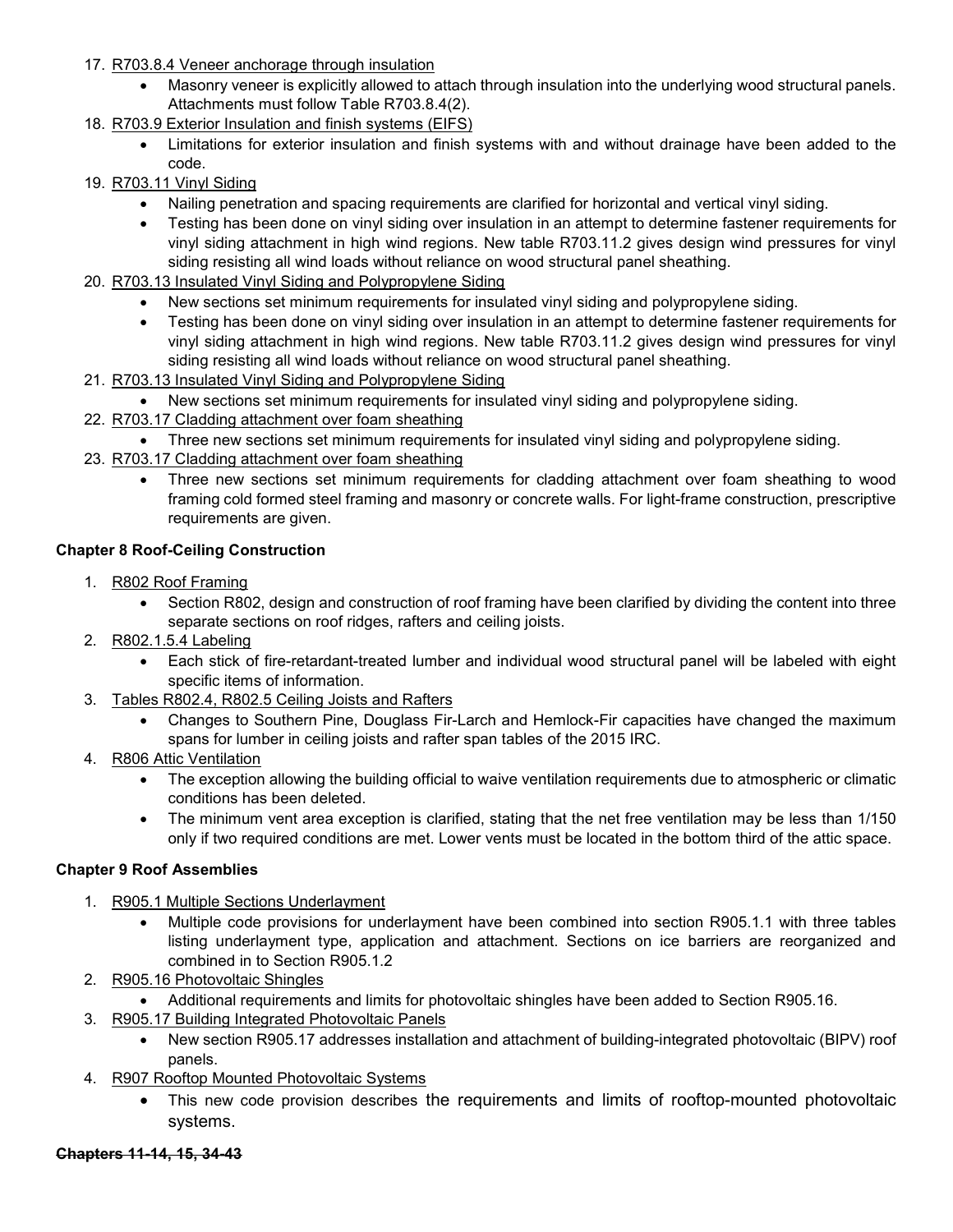17. R703.8.4 Veneer anchorage through insulation
    - Masonry veneer is explicitly allowed to attach through insulation into the underlying wood structural panels. Attachments must follow Table R703.8.4(2).
18. R703.9 Exterior Insulation and finish systems (EIFS)
    - Limitations for exterior insulation and finish systems with and without drainage have been added to the code.
19. R703.11 Vinyl Siding
    - Nailing penetration and spacing requirements are clarified for horizontal and vertical vinyl siding.
    - Testing has been done on vinyl siding over insulation in an attempt to determine fastener requirements for vinyl siding attachment in high wind regions. New table R703.11.2 gives design wind pressures for vinyl siding resisting all wind loads without reliance on wood structural panel sheathing.
20. R703.13 Insulated Vinyl Siding and Polypropylene Siding
    - New sections set minimum requirements for insulated vinyl siding and polypropylene siding.
    - Testing has been done on vinyl siding over insulation in an attempt to determine fastener requirements for vinyl siding attachment in high wind regions. New table R703.11.2 gives design wind pressures for vinyl siding resisting all wind loads without reliance on wood structural panel sheathing.
21. R703.13 Insulated Vinyl Siding and Polypropylene Siding
    - New sections set minimum requirements for insulated vinyl siding and polypropylene siding.
22. R703.17 Cladding attachment over foam sheathing
    - Three new sections set minimum requirements for insulated vinyl siding and polypropylene siding.
23. R703.17 Cladding attachment over foam sheathing
    - Three new sections set minimum requirements for cladding attachment over foam sheathing to wood framing cold formed steel framing and masonry or concrete walls. For light-frame construction, prescriptive requirements are given.

**Chapter 8 Roof-Ceiling Construction**

1. R802 Roof Framing
   - Section R802, design and construction of roof framing have been clarified by dividing the content into three separate sections on roof ridges, rafters and ceiling joists.
2. R802.1.5.4 Labeling
   - Each stick of fire-retardant-treated lumber and individual wood structural panel will be labeled with eight specific items of information.
3. Tables R802.4, R802.5 Ceiling Joists and Rafters
   - Changes to Southern Pine, Douglass Fir-Larch and Hemlock-Fir capacities have changed the maximum spans for lumber in ceiling joists and rafter span tables of the 2015 IRC.
4. R806 Attic Ventilation
   - The exception allowing the building official to waive ventilation requirements due to atmospheric or climatic conditions has been deleted.
   - The minimum vent area exception is clarified, stating that the net free ventilation may be less than 1/150 only if two required conditions are met. Lower vents must be located in the bottom third of the attic space.

**Chapter 9 Roof Assemblies**

1. R905.1 Multiple Sections Underlayment
   - Multiple code provisions for underlayment have been combined into section R905.1.1 with three tables listing underlayment type, application and attachment. Sections on ice barriers are reorganized and combined in to Section R905.1.2
2. R905.16 Photovoltaic Shingles
   - Additional requirements and limits for photovoltaic shingles have been added to Section R905.16.
3. R905.17 Building Integrated Photovoltaic Panels
   - New section R905.17 addresses installation and attachment of building-integrated photovoltaic (BIPV) roof panels.
4. R907 Rooftop Mounted Photovoltaic Systems
   - This new code provision describes the requirements and limits of rooftop-mounted photovoltaic systems.

**~~Chapters 11-14, 15, 34-43~~**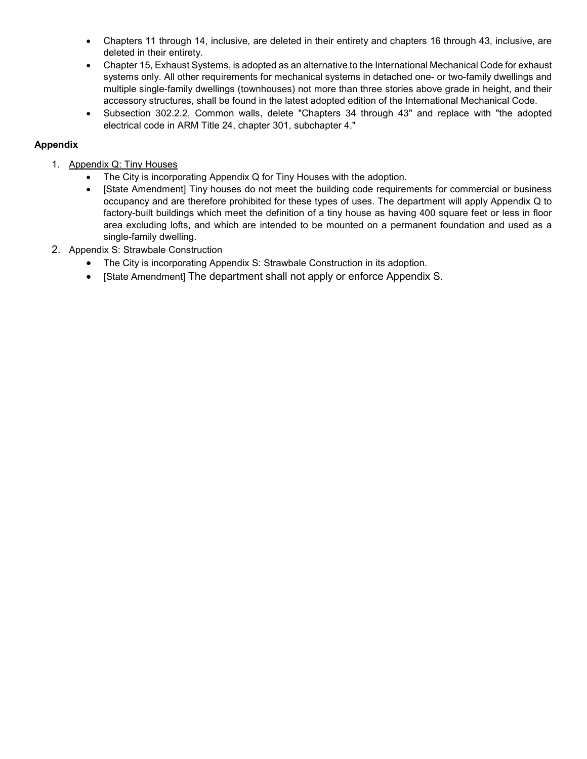- Chapters 11 through 14, inclusive, are deleted in their entirety and chapters 16 through 43, inclusive, are deleted in their entirety.
- Chapter 15, Exhaust Systems, is adopted as an alternative to the International Mechanical Code for exhaust systems only. All other requirements for mechanical systems in detached one- or two-family dwellings and multiple single-family dwellings (townhouses) not more than three stories above grade in height, and their accessory structures, shall be found in the latest adopted edition of the International Mechanical Code.
- Subsection 302.2.2, Common walls, delete "Chapters 34 through 43" and replace with "the adopted electrical code in ARM Title 24, chapter 301, subchapter 4."

**Appendix**

1. Appendix Q: Tiny Houses
   - The City is incorporating Appendix Q for Tiny Houses with the adoption.
   - [State Amendment] Tiny houses do not meet the building code requirements for commercial or business occupancy and are therefore prohibited for these types of uses. The department will apply Appendix Q to factory-built buildings which meet the definition of a tiny house as having 400 square feet or less in floor area excluding lofts, and which are intended to be mounted on a permanent foundation and used as a single-family dwelling.
2. Appendix S: Strawbale Construction
   - The City is incorporating Appendix S: Strawbale Construction in its adoption.
   - [State Amendment] The department shall not apply or enforce Appendix S.